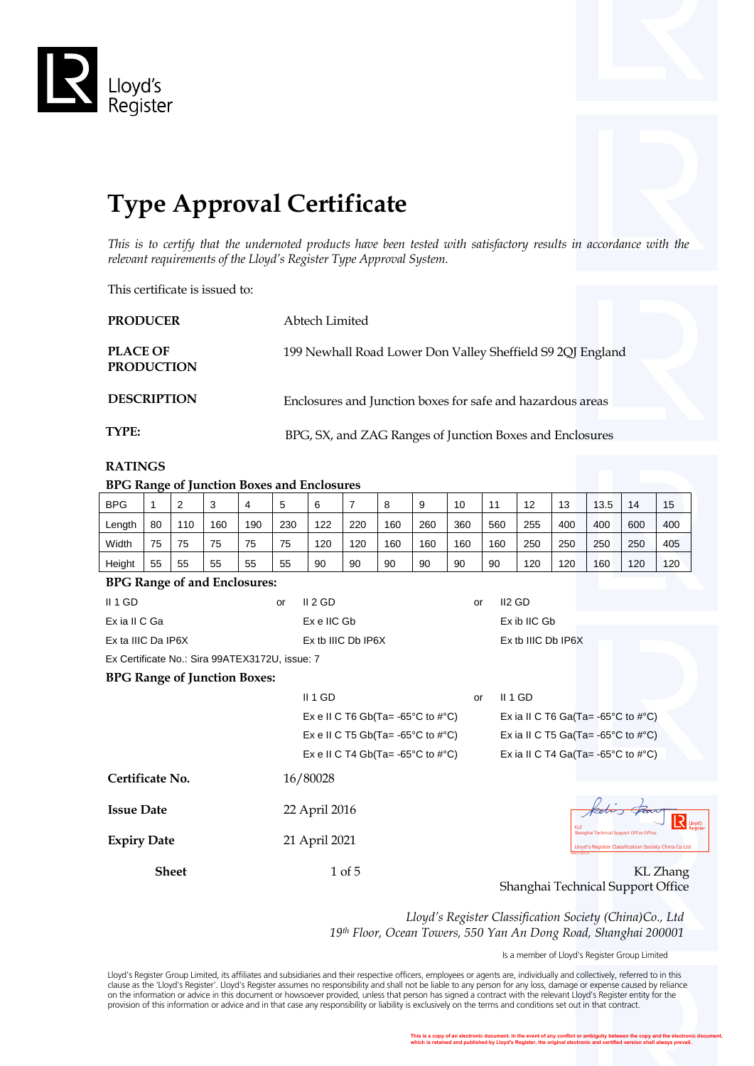Lloyd's Register

# Type Approval Certificate

*This is to certify that the undernoted products have been tested with satisfactory results in accordance with the relevant requirements of the Lloyd's Register Type Approval System.*

This certificate is issued to:

**PRODUCER** Abtech Limited

**PLACE OF PRODUCTION** 199 Newhall Road Lower Don Valley Sheffield S9 2QJ England

**DESCRIPTION** Enclosures and Junction boxes for safe and hazardous areas

**TYPE:** BPG, SX, and ZAG Ranges of Junction Boxes and Enclosures

**RATINGS**

**BPG Range of Junction Boxes and Enclosures**

| BPG | 1 | 2 | 3 | 4 | 5 | 6 | 7 | 8 | 9 | 10 | 11 | 12 | 13 | 13.5 | 14 | 15 |
|---|---|---|---|---|---|---|---|---|---|---|---|---|---|---|---|---|
| Length | 80 | 110 | 160 | 190 | 230 | 122 | 220 | 160 | 260 | 360 | 560 | 255 | 400 | 400 | 600 | 400 |
| Width | 75 | 75 | 75 | 75 | 75 | 120 | 120 | 160 | 160 | 160 | 160 | 250 | 250 | 250 | 250 | 405 |
| Height | 55 | 55 | 55 | 55 | 55 | 90 | 90 | 90 | 90 | 90 | 90 | 120 | 120 | 160 | 120 | 120 |

**BPG Range of and Enclosures:**

| | | | | |
|---|---|---|---|---|
| II 1 GD | or | II 2 GD | or | II2 GD |
| Ex ia II C Ga | | Ex e IIC Gb | | Ex ib IIC Gb |
| Ex ta IIIC Da IP6X | | Ex tb IIIC Db IP6X | | Ex tb IIIC Db IP6X |

Ex Certificate No.: Sira 99ATEX3172U, issue: 7

**BPG Range of Junction Boxes:**

| | | |
|---|---|---|
| II 1 GD | or | II 1 GD |
| Ex e II C T6 Gb(Ta= -65°C to #°C) | | Ex ia II C T6 Ga(Ta= -65°C to #°C) |
| Ex e II C T5 Gb(Ta= -65°C to #°C) | | Ex ia II C T5 Ga(Ta= -65°C to #°C) |
| Ex e II C T4 Gb(Ta= -65°C to #°C) | | Ex ia II C T4 Ga(Ta= -65°C to #°C) |

**Certificate No.** 16/80028

**Issue Date** 22 April 2016

**Expiry Date** 21 April 2021

**Sheet** 1 of 5

KL Zhang
Shanghai Technical Support Office

*Lloyd's Register Classification Society (China)Co., Ltd*
*19th Floor, Ocean Towers, 550 Yan An Dong Road, Shanghai 200001*

Is a member of Lloyd's Register Group Limited

Lloyd's Register Group Limited, its affiliates and subsidiaries and their respective officers, employees or agents are, individually and collectively, referred to in this clause as the 'Lloyd's Register'. Lloyd's Register assumes no responsibility and shall not be liable to any person for any loss, damage or expense caused by reliance on the information or advice in this document or howsoever provided, unless that person has signed a contract with the relevant Lloyd's Register entity for the provision of this information or advice and in that case any responsibility or liability is exclusively on the terms and conditions set out in that contract.

This is a copy of an electronic document. In the event of any conflict or ambiguity between the copy and the electronic document, which is retained and published by Lloyd's Register, the original electronic and certified version shall always prevail.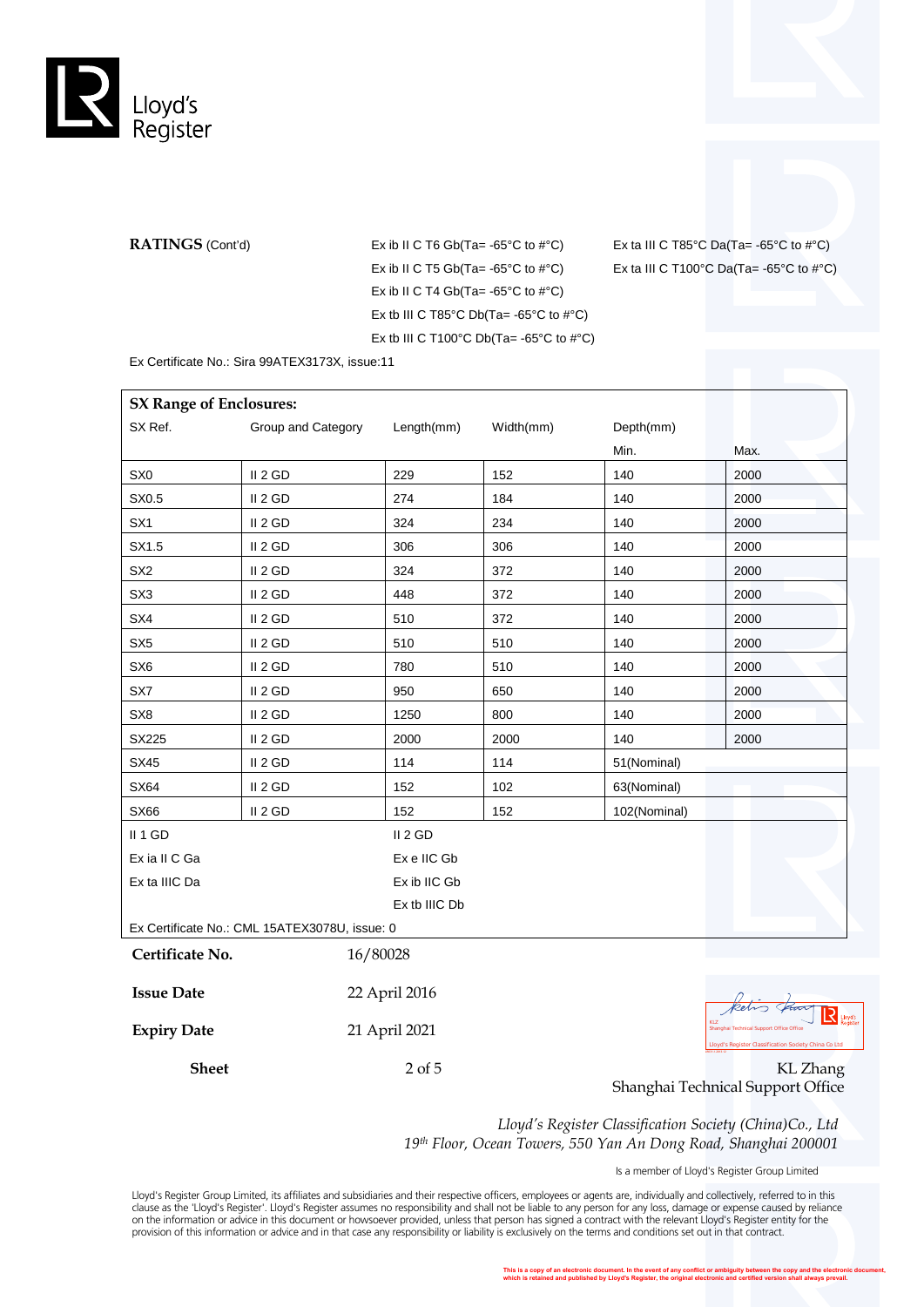**RATINGS** (Cont'd)

Ex ib II C T6 Gb(Ta= -65°C to #°C)
Ex ib II C T5 Gb(Ta= -65°C to #°C)
Ex ib II C T4 Gb(Ta= -65°C to #°C)
Ex tb III C T85°C Db(Ta= -65°C to #°C)
Ex tb III C T100°C Db(Ta= -65°C to #°C)

Ex ta III C T85°C Da(Ta= -65°C to #°C)
Ex ta III C T100°C Da(Ta= -65°C to #°C)

Ex Certificate No.: Sira 99ATEX3173X, issue:11

**SX Range of Enclosures:**

| SX Ref. | Group and Category | Length(mm) | Width(mm) | Depth(mm) | |
|---|---|---|---|---|---|
| | | | | Min. | Max. |
| SX0 | II 2 GD | 229 | 152 | 140 | 2000 |
| SX0.5 | II 2 GD | 274 | 184 | 140 | 2000 |
| SX1 | II 2 GD | 324 | 234 | 140 | 2000 |
| SX1.5 | II 2 GD | 306 | 306 | 140 | 2000 |
| SX2 | II 2 GD | 324 | 372 | 140 | 2000 |
| SX3 | II 2 GD | 448 | 372 | 140 | 2000 |
| SX4 | II 2 GD | 510 | 372 | 140 | 2000 |
| SX5 | II 2 GD | 510 | 510 | 140 | 2000 |
| SX6 | II 2 GD | 780 | 510 | 140 | 2000 |
| SX7 | II 2 GD | 950 | 650 | 140 | 2000 |
| SX8 | II 2 GD | 1250 | 800 | 140 | 2000 |
| SX225 | II 2 GD | 2000 | 2000 | 140 | 2000 |
| SX45 | II 2 GD | 114 | 114 | 51(Nominal) | |
| SX64 | II 2 GD | 152 | 102 | 63(Nominal) | |
| SX66 | II 2 GD | 152 | 152 | 102(Nominal) | |

| II 1 GD | II 2 GD |
|---|---|
| Ex ia II C Ga | Ex e IIC Gb |
| Ex ta IIIC Da | Ex ib IIC Gb |
| | Ex tb IIIC Db |

Ex Certificate No.: CML 15ATEX3078U, issue: 0

| | |
|---|---|
| **Certificate No.** | 16/80028 |
| **Issue Date** | 22 April 2016 |
| **Expiry Date** | 21 April 2021 |
| **Sheet** | 2 of 5 |

KL Zhang
Shanghai Technical Support Office

*Lloyd's Register Classification Society (China)Co., Ltd*
*19th Floor, Ocean Towers, 550 Yan An Dong Road, Shanghai 200001*

Is a member of Lloyd's Register Group Limited

Lloyd's Register Group Limited, its affiliates and subsidiaries and their respective officers, employees or agents are, individually and collectively, referred to in this clause as the 'Lloyd's Register'. Lloyd's Register assumes no responsibility and shall not be liable to any person for any loss, damage or expense caused by reliance on the information or advice in this document or howsoever provided, unless that person has signed a contract with the relevant Lloyd's Register entity for the provision of this information or advice and in that case any responsibility or liability is exclusively on the terms and conditions set out in that contract.

This is a copy of an electronic document. In the event of any conflict or ambiguity between the copy and the electronic document, which is retained and published by Lloyd's Register, the original electronic and certified version shall always prevail.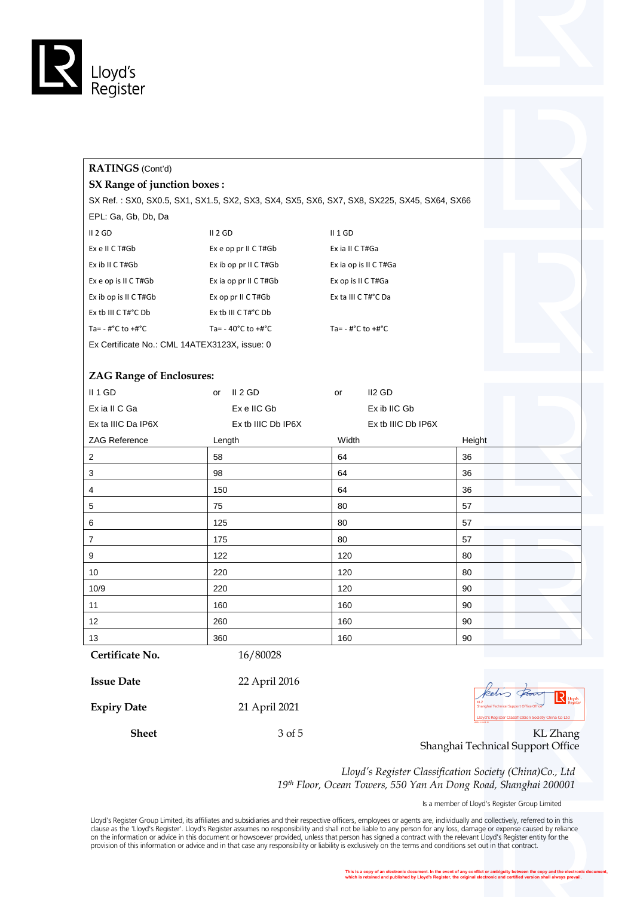**RATINGS** (Cont'd)

**SX Range of junction boxes :**

SX Ref. : SX0, SX0.5, SX1, SX1.5, SX2, SX3, SX4, SX5, SX6, SX7, SX8, SX225, SX45, SX64, SX66

EPL: Ga, Gb, Db, Da

| II 2 GD | II 2 GD | II 1 GD |
|---|---|---|
| Ex e II C T#Gb | Ex e op pr II C T#Gb | Ex ia II C T#Ga |
| Ex ib II C T#Gb | Ex ib op pr II C T#Gb | Ex ia op is II C T#Ga |
| Ex e op is II C T#Gb | Ex ia op pr II C T#Gb | Ex op is II C T#Ga |
| Ex ib op is II C T#Gb | Ex op pr II C T#Gb | Ex ta III C T#°C Da |
| Ex tb III C T#°C Db | Ex tb III C T#°C Db | |
| Ta= - #°C to +#°C | Ta= - 40°C to +#°C | Ta= - #°C to +#°C |

Ex Certificate No.: CML 14ATEX3123X, issue: 0

**ZAG Range of Enclosures:**

| II 1 GD | or II 2 GD | or II2 GD |
|---|---|---|
| Ex ia II C Ga | Ex e IIC Gb | Ex ib IIC Gb |
| Ex ta IIIC Da IP6X | Ex tb IIIC Db IP6X | Ex tb IIIC Db IP6X |

| ZAG Reference | Length | Width | Height |
|---|---|---|---|
| 2 | 58 | 64 | 36 |
| 3 | 98 | 64 | 36 |
| 4 | 150 | 64 | 36 |
| 5 | 75 | 80 | 57 |
| 6 | 125 | 80 | 57 |
| 7 | 175 | 80 | 57 |
| 9 | 122 | 120 | 80 |
| 10 | 220 | 120 | 80 |
| 10/9 | 220 | 120 | 90 |
| 11 | 160 | 160 | 90 |
| 12 | 260 | 160 | 90 |
| 13 | 360 | 160 | 90 |

**Certificate No.** 16/80028

**Issue Date** 22 April 2016

**Expiry Date** 21 April 2021

**Sheet** 3 of 5

KL Zhang
Shanghai Technical Support Office

*Lloyd's Register Classification Society (China)Co., Ltd*
*19th Floor, Ocean Towers, 550 Yan An Dong Road, Shanghai 200001*

Is a member of Lloyd's Register Group Limited

Lloyd's Register Group Limited, its affiliates and subsidiaries and their respective officers, employees or agents are, individually and collectively, referred to in this clause as the 'Lloyd's Register'. Lloyd's Register assumes no responsibility and shall not be liable to any person for any loss, damage or expense caused by reliance on the information or advice in this document or howsoever provided, unless that person has signed a contract with the relevant Lloyd's Register entity for the provision of this information or advice and in that case any responsibility or liability is exclusively on the terms and conditions set out in that contract.

This is a copy of an electronic document. In the event of any conflict or ambiguity between the copy and the electronic document, which is retained and published by Lloyd's Register, the original electronic and certified version shall always prevail.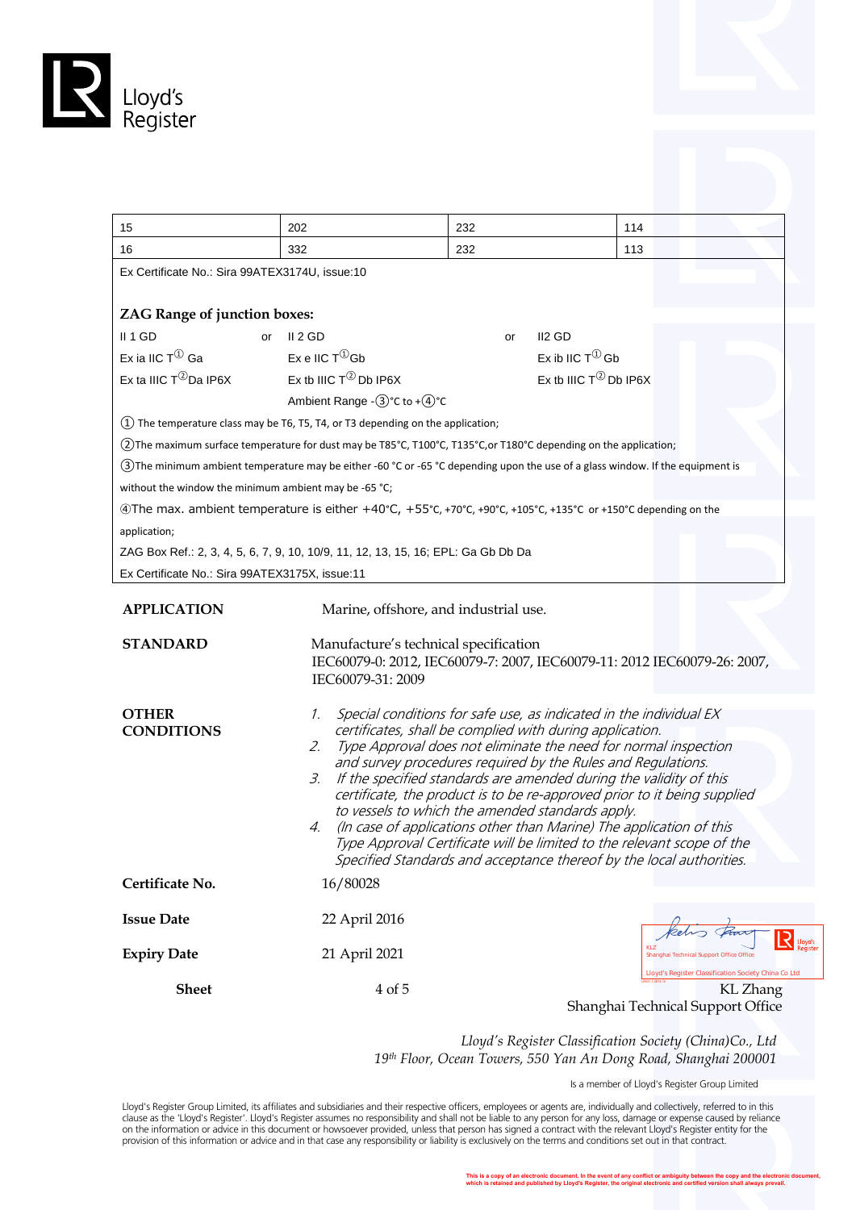| 15 | 202 | 232 | 114 |
|---|---|---|---|
| 16 | 332 | 232 | 113 |

Ex Certificate No.: Sira 99ATEX3174U, issue:10

**ZAG Range of junction boxes:**

| II 1 GD | or | II 2 GD | or | II2 GD |
|---|---|---|---|---|
| Ex ia IIC T① Ga | | Ex e IIC T①Gb | | Ex ib IIC T① Gb |
| Ex ta IIIC T②Da IP6X | | Ex tb IIIC T② Db IP6X | | Ex tb IIIC T② Db IP6X |
| | | Ambient Range -③°C to +④°C | | |

① The temperature class may be T6, T5, T4, or T3 depending on the application;

②The maximum surface temperature for dust may be T85°C, T100°C, T135°C,or T180°C depending on the application;

③The minimum ambient temperature may be either -60 °C or -65 °C depending upon the use of a glass window. If the equipment is without the window the minimum ambient may be -65 °C;

④The max. ambient temperature is either +40°C, +55°C, +70°C, +90°C, +105°C, +135°C or +150°C depending on the application;

ZAG Box Ref.: 2, 3, 4, 5, 6, 7, 9, 10, 10/9, 11, 12, 13, 15, 16; EPL: Ga Gb Db Da

Ex Certificate No.: Sira 99ATEX3175X, issue:11

**APPLICATION** Marine, offshore, and industrial use.

**STANDARD** Manufacture's technical specification
IEC60079-0: 2012, IEC60079-7: 2007, IEC60079-11: 2012 IEC60079-26: 2007, IEC60079-31: 2009

**OTHER CONDITIONS**

1. *Special conditions for safe use, as indicated in the individual EX certificates, shall be complied with during application.*
2. *Type Approval does not eliminate the need for normal inspection and survey procedures required by the Rules and Regulations.*
3. *If the specified standards are amended during the validity of this certificate, the product is to be re-approved prior to it being supplied to vessels to which the amended standards apply.*
4. *(In case of applications other than Marine) The application of this Type Approval Certificate will be limited to the relevant scope of the Specified Standards and acceptance thereof by the local authorities.*

**Certificate No.** 16/80028

**Issue Date** 22 April 2016

**Expiry Date** 21 April 2021

**Sheet** 4 of 5

KL Zhang
Shanghai Technical Support Office

*Lloyd's Register Classification Society (China)Co., Ltd*
*19th Floor, Ocean Towers, 550 Yan An Dong Road, Shanghai 200001*

Is a member of Lloyd's Register Group Limited

Lloyd's Register Group Limited, its affiliates and subsidiaries and their respective officers, employees or agents are, individually and collectively, referred to in this clause as the 'Lloyd's Register'. Lloyd's Register assumes no responsibility and shall not be liable to any person for any loss, damage or expense caused by reliance on the information or advice in this document or howsoever provided, unless that person has signed a contract with the relevant Lloyd's Register entity for the provision of this information or advice and in that case any responsibility or liability is exclusively on the terms and conditions set out in that contract.

This is a copy of an electronic document. In the event of any conflict or ambiguity between the copy and the electronic document, which is retained and published by Lloyd's Register, the original electronic and certified version shall always prevail.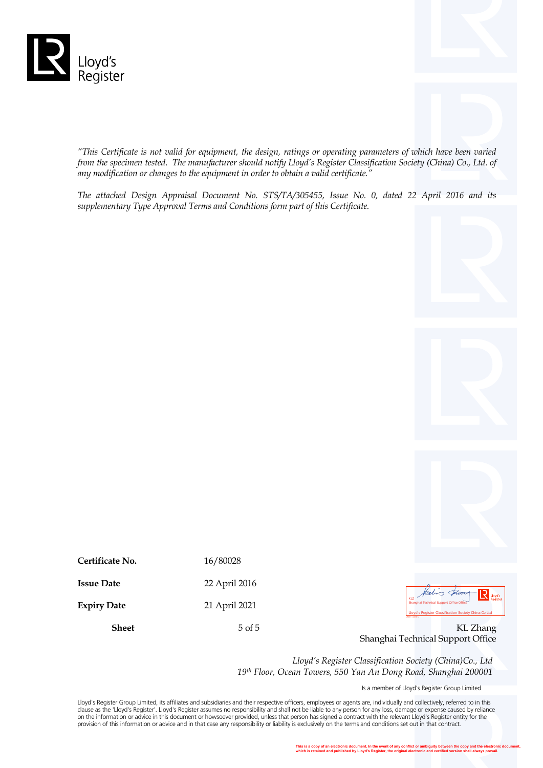*"This Certificate is not valid for equipment, the design, ratings or operating parameters of which have been varied from the specimen tested. The manufacturer should notify Lloyd's Register Classification Society (China) Co., Ltd. of any modification or changes to the equipment in order to obtain a valid certificate."*

*The attached Design Appraisal Document No. STS/TA/305455, Issue No. 0, dated 22 April 2016 and its supplementary Type Approval Terms and Conditions form part of this Certificate.*

| | |
|---|---|
| **Certificate No.** | 16/80028 |
| **Issue Date** | 22 April 2016 |
| **Expiry Date** | 21 April 2021 |
| **Sheet** | 5 of 5 |

KL Zhang
Shanghai Technical Support Office

*Lloyd's Register Classification Society (China)Co., Ltd*
*19th Floor, Ocean Towers, 550 Yan An Dong Road, Shanghai 200001*

Is a member of Lloyd's Register Group Limited

Lloyd's Register Group Limited, its affiliates and subsidiaries and their respective officers, employees or agents are, individually and collectively, referred to in this clause as the 'Lloyd's Register'. Lloyd's Register assumes no responsibility and shall not be liable to any person for any loss, damage or expense caused by reliance on the information or advice in this document or howsoever provided, unless that person has signed a contract with the relevant Lloyd's Register entity for the provision of this information or advice and in that case any responsibility or liability is exclusively on the terms and conditions set out in that contract.

**This is a copy of an electronic document. In the event of any conflict or ambiguity between the copy and the electronic document, which is retained and published by Lloyd's Register, the original electronic and certified version shall always prevail.**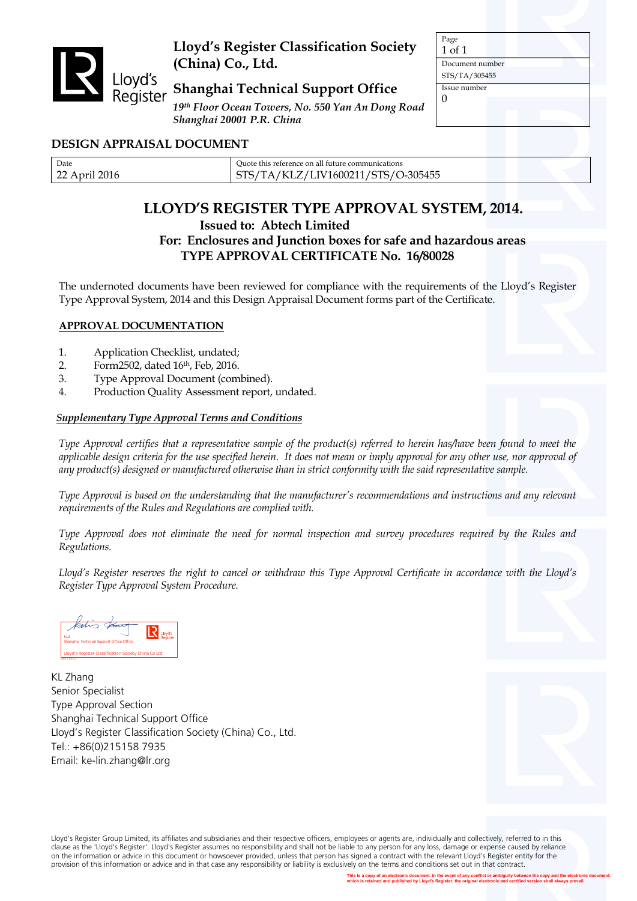**Lloyd's Register Classification Society (China) Co., Ltd.**

**Shanghai Technical Support Office**

*19th Floor Ocean Towers, No. 550 Yan An Dong Road Shanghai 20001 P.R. China*

| Page | Document number | Issue number |
|---|---|---|
| 1 of 1 | STS/TA/305455 | 0 |

## DESIGN APPRAISAL DOCUMENT

| Date | Quote this reference on all future communications |
|---|---|
| 22 April 2016 | STS/TA/KLZ/LIV1600211/STS/O-305455 |

# LLOYD'S REGISTER TYPE APPROVAL SYSTEM, 2014.

**Issued to: Abtech Limited**

**For: Enclosures and Junction boxes for safe and hazardous areas**

**TYPE APPROVAL CERTIFICATE No. 16/80028**

The undernoted documents have been reviewed for compliance with the requirements of the Lloyd's Register Type Approval System, 2014 and this Design Appraisal Document forms part of the Certificate.

**APPROVAL DOCUMENTATION**

1. Application Checklist, undated;
2. Form2502, dated 16th, Feb, 2016.
3. Type Approval Document (combined).
4. Production Quality Assessment report, undated.

***Supplementary Type Approval Terms and Conditions***

*Type Approval certifies that a representative sample of the product(s) referred to herein has/have been found to meet the applicable design criteria for the use specified herein. It does not mean or imply approval for any other use, nor approval of any product(s) designed or manufactured otherwise than in strict conformity with the said representative sample.*

*Type Approval is based on the understanding that the manufacturer's recommendations and instructions and any relevant requirements of the Rules and Regulations are complied with.*

*Type Approval does not eliminate the need for normal inspection and survey procedures required by the Rules and Regulations.*

*Lloyd's Register reserves the right to cancel or withdraw this Type Approval Certificate in accordance with the Lloyd's Register Type Approval System Procedure.*

KLZ
Shanghai Technical Support Office
Lloyd's Register Classification Society China Co Ltd

KL Zhang
Senior Specialist
Type Approval Section
Shanghai Technical Support Office
Lloyd's Register Classification Society (China) Co., Ltd.
Tel.: +86(0)215158 7935
Email: ke-lin.zhang@lr.org

Lloyd's Register Group Limited, its affiliates and subsidiaries and their respective officers, employees or agents are, individually and collectively, referred to in this clause as the 'Lloyd's Register'. Lloyd's Register assumes no responsibility and shall not be liable to any person for any loss, damage or expense caused by reliance on the information or advice in this document or howsoever provided, unless that person has signed a contract with the relevant Lloyd's Register entity for the provision of this information or advice and in that case any responsibility or liability is exclusively on the terms and conditions set out in that contract.

This is a copy of an electronic document. In the event of any conflict or ambiguity between the copy and the electronic document, which is retained and published by Lloyd's Register, the original electronic and certified version shall always prevail.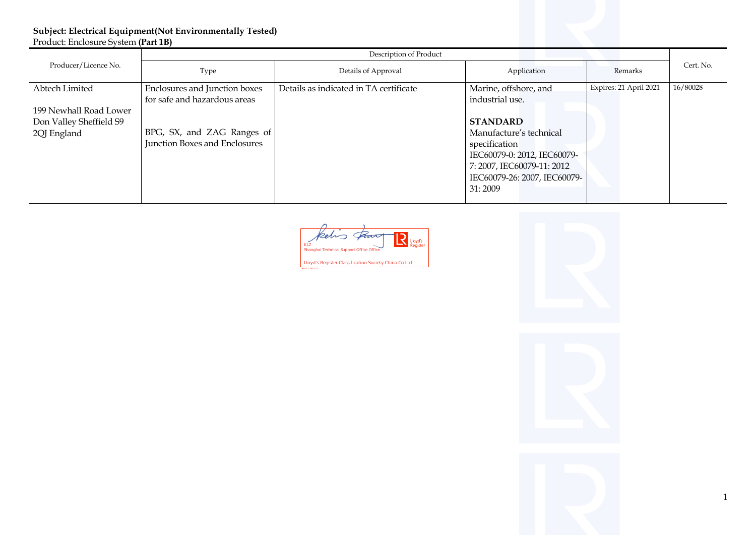**Subject: Electrical Equipment(Not Environmentally Tested)**
Product: Enclosure System **(Part 1B)**

| Producer/Licence No. | Description of Product | | | | Cert. No. |
|---|---|---|---|---|---|
| | Type | Details of Approval | Application | Remarks | |
| Abtech Limited<br><br>199 Newhall Road Lower Don Valley Sheffield S9 2QJ England | Enclosures and Junction boxes for safe and hazardous areas<br><br>BPG, SX, and ZAG Ranges of Junction Boxes and Enclosures | Details as indicated in TA certificate | Marine, offshore, and industrial use.<br><br>**STANDARD**<br>Manufacture's technical specification<br>IEC60079-0: 2012, IEC60079-7: 2007, IEC60079-11: 2012<br>IEC60079-26: 2007, IEC60079-31: 2009 | Expires: 21 April 2021 | 16/80028 |

KLZ
Shanghai Technical Support Office Office
Lloyd's Register
Lloyd's Register Classification Society China Co Ltd